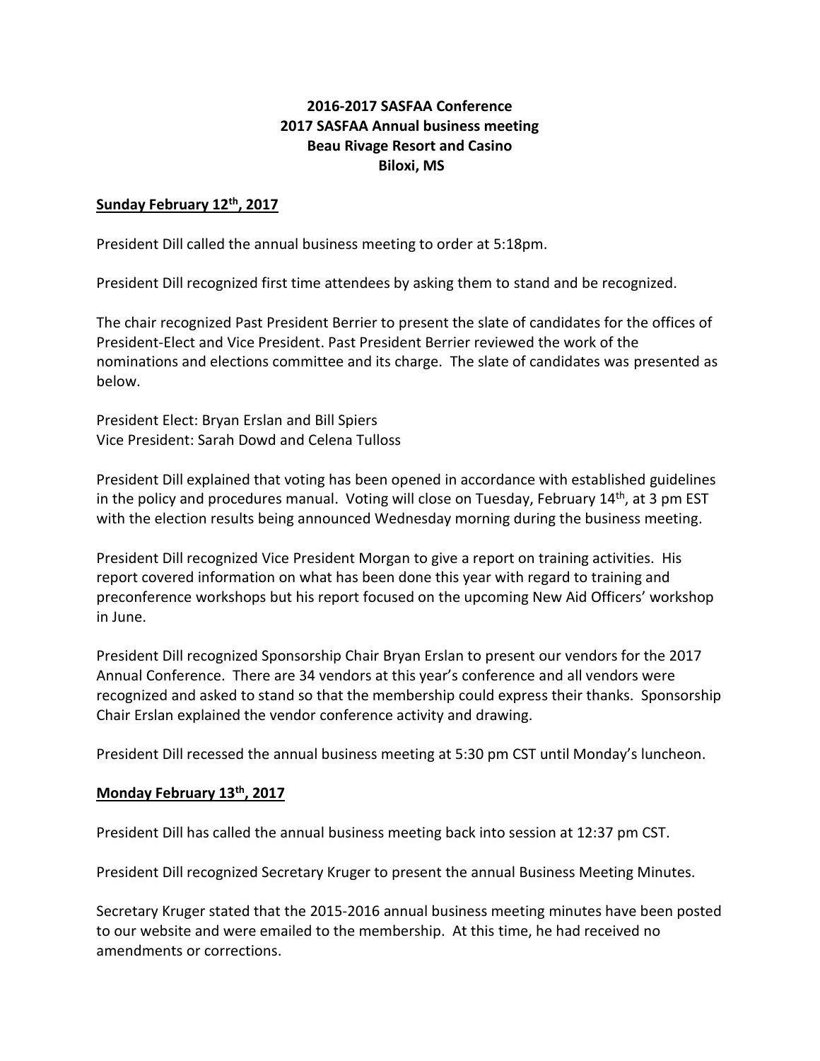# 2016-2017 SASFAA Conference
# 2017 SASFAA Annual business meeting
# Beau Rivage Resort and Casino
# Biloxi, MS

**Sunday February 12th, 2017**

President Dill called the annual business meeting to order at 5:18pm.

President Dill recognized first time attendees by asking them to stand and be recognized.

The chair recognized Past President Berrier to present the slate of candidates for the offices of President-Elect and Vice President. Past President Berrier reviewed the work of the nominations and elections committee and its charge. The slate of candidates was presented as below.

President Elect: Bryan Erslan and Bill Spiers
Vice President: Sarah Dowd and Celena Tulloss

President Dill explained that voting has been opened in accordance with established guidelines in the policy and procedures manual. Voting will close on Tuesday, February 14th, at 3 pm EST with the election results being announced Wednesday morning during the business meeting.

President Dill recognized Vice President Morgan to give a report on training activities. His report covered information on what has been done this year with regard to training and preconference workshops but his report focused on the upcoming New Aid Officers' workshop in June.

President Dill recognized Sponsorship Chair Bryan Erslan to present our vendors for the 2017 Annual Conference. There are 34 vendors at this year's conference and all vendors were recognized and asked to stand so that the membership could express their thanks. Sponsorship Chair Erslan explained the vendor conference activity and drawing.

President Dill recessed the annual business meeting at 5:30 pm CST until Monday's luncheon.

**Monday February 13th, 2017**

President Dill has called the annual business meeting back into session at 12:37 pm CST.

President Dill recognized Secretary Kruger to present the annual Business Meeting Minutes.

Secretary Kruger stated that the 2015-2016 annual business meeting minutes have been posted to our website and were emailed to the membership. At this time, he had received no amendments or corrections.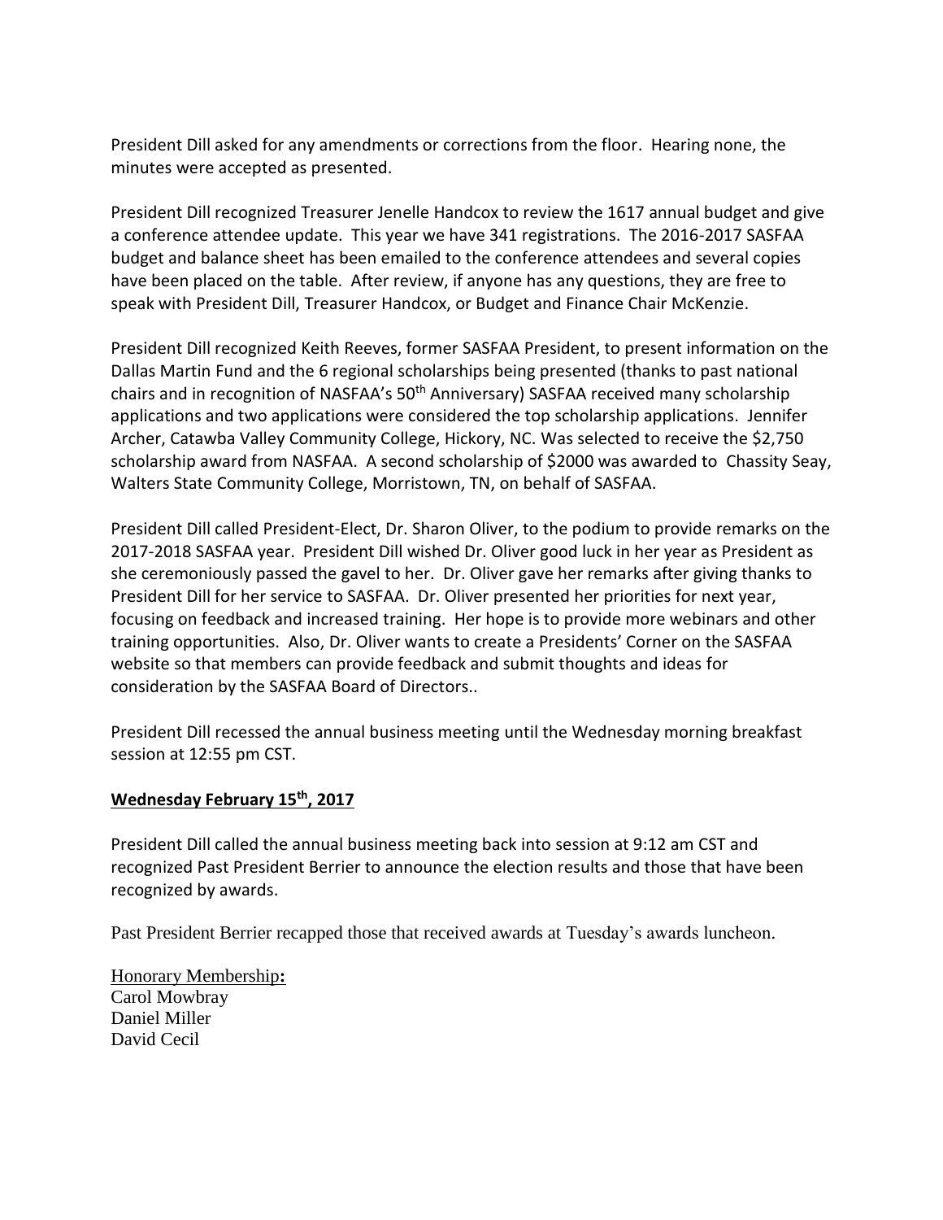President Dill asked for any amendments or corrections from the floor. Hearing none, the minutes were accepted as presented.

President Dill recognized Treasurer Jenelle Handcox to review the 1617 annual budget and give a conference attendee update. This year we have 341 registrations. The 2016-2017 SASFAA budget and balance sheet has been emailed to the conference attendees and several copies have been placed on the table. After review, if anyone has any questions, they are free to speak with President Dill, Treasurer Handcox, or Budget and Finance Chair McKenzie.

President Dill recognized Keith Reeves, former SASFAA President, to present information on the Dallas Martin Fund and the 6 regional scholarships being presented (thanks to past national chairs and in recognition of NASFAA's 50th Anniversary) SASFAA received many scholarship applications and two applications were considered the top scholarship applications. Jennifer Archer, Catawba Valley Community College, Hickory, NC. Was selected to receive the $2,750 scholarship award from NASFAA. A second scholarship of $2000 was awarded to Chassity Seay, Walters State Community College, Morristown, TN, on behalf of SASFAA.

President Dill called President-Elect, Dr. Sharon Oliver, to the podium to provide remarks on the 2017-2018 SASFAA year. President Dill wished Dr. Oliver good luck in her year as President as she ceremoniously passed the gavel to her. Dr. Oliver gave her remarks after giving thanks to President Dill for her service to SASFAA. Dr. Oliver presented her priorities for next year, focusing on feedback and increased training. Her hope is to provide more webinars and other training opportunities. Also, Dr. Oliver wants to create a Presidents' Corner on the SASFAA website so that members can provide feedback and submit thoughts and ideas for consideration by the SASFAA Board of Directors..

President Dill recessed the annual business meeting until the Wednesday morning breakfast session at 12:55 pm CST.

**Wednesday February 15th, 2017**

President Dill called the annual business meeting back into session at 9:12 am CST and recognized Past President Berrier to announce the election results and those that have been recognized by awards.

Past President Berrier recapped those that received awards at Tuesday's awards luncheon.

Honorary Membership:
Carol Mowbray
Daniel Miller
David Cecil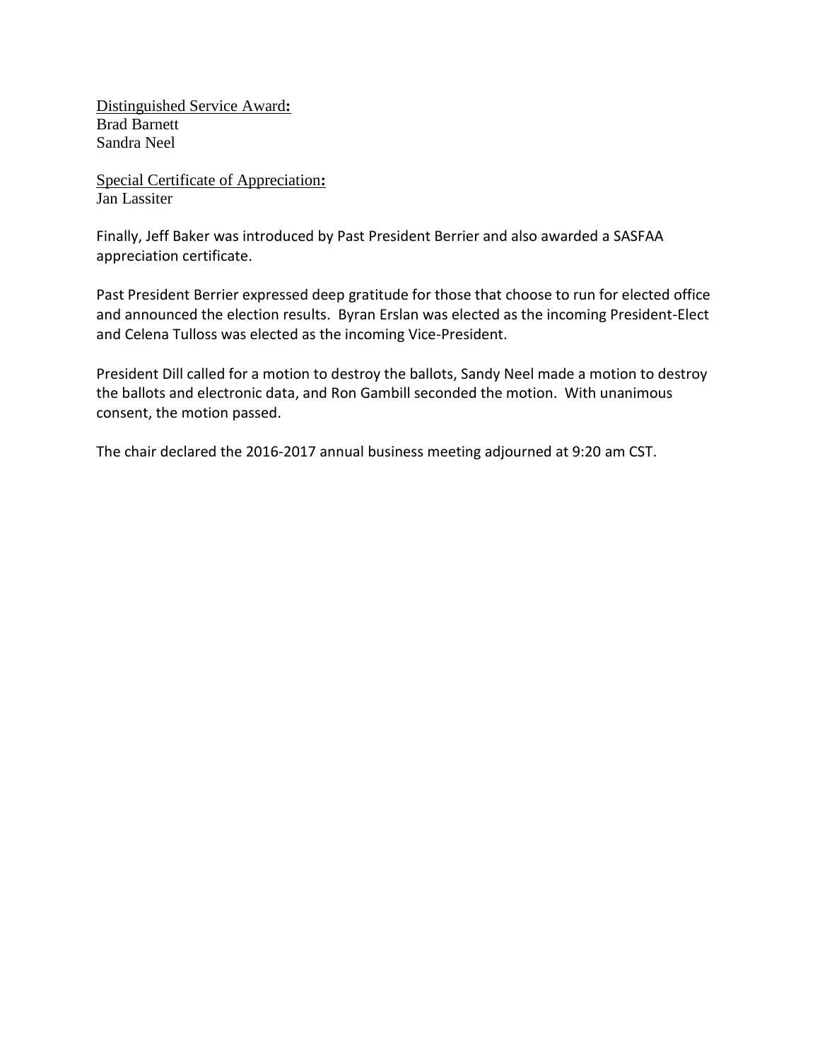<u>Distinguished Service Award</u>**:**
Brad Barnett
Sandra Neel

<u>Special Certificate of Appreciation</u>**:**
Jan Lassiter

Finally, Jeff Baker was introduced by Past President Berrier and also awarded a SASFAA appreciation certificate.

Past President Berrier expressed deep gratitude for those that choose to run for elected office and announced the election results. Byran Erslan was elected as the incoming President-Elect and Celena Tulloss was elected as the incoming Vice-President.

President Dill called for a motion to destroy the ballots, Sandy Neel made a motion to destroy the ballots and electronic data, and Ron Gambill seconded the motion. With unanimous consent, the motion passed.

The chair declared the 2016-2017 annual business meeting adjourned at 9:20 am CST.